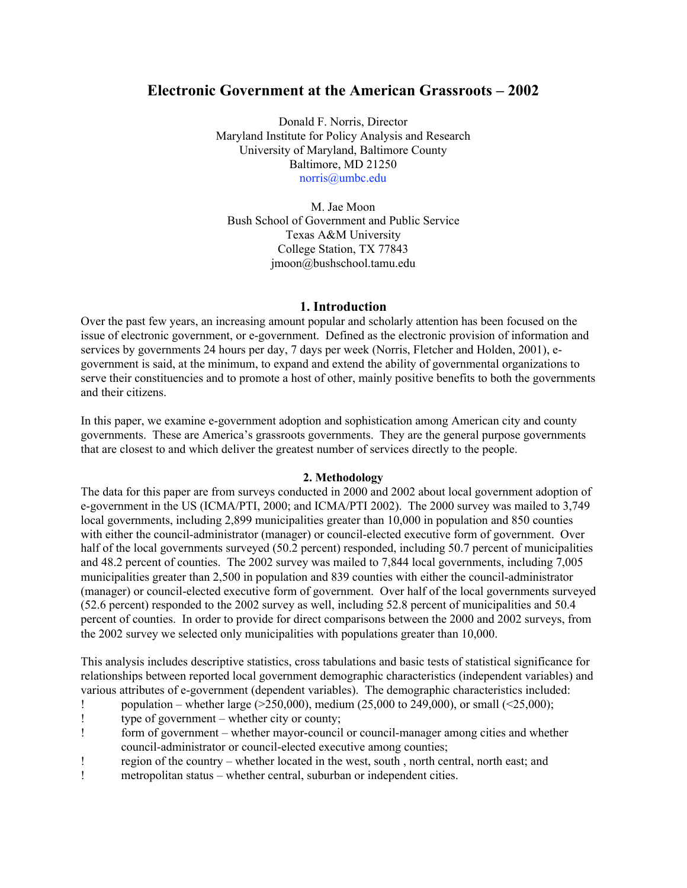# Electronic Government at the American Grassroots – 2002

Donald F. Norris, Director
Maryland Institute for Policy Analysis and Research
University of Maryland, Baltimore County
Baltimore, MD 21250
norris@umbc.edu

M. Jae Moon
Bush School of Government and Public Service
Texas A&M University
College Station, TX 77843
jmoon@bushschool.tamu.edu

## 1. Introduction

Over the past few years, an increasing amount popular and scholarly attention has been focused on the issue of electronic government, or e-government. Defined as the electronic provision of information and services by governments 24 hours per day, 7 days per week (Norris, Fletcher and Holden, 2001), e-government is said, at the minimum, to expand and extend the ability of governmental organizations to serve their constituencies and to promote a host of other, mainly positive benefits to both the governments and their citizens.

In this paper, we examine e-government adoption and sophistication among American city and county governments. These are America's grassroots governments. They are the general purpose governments that are closest to and which deliver the greatest number of services directly to the people.

## 2. Methodology

The data for this paper are from surveys conducted in 2000 and 2002 about local government adoption of e-government in the US (ICMA/PTI, 2000; and ICMA/PTI 2002). The 2000 survey was mailed to 3,749 local governments, including 2,899 municipalities greater than 10,000 in population and 850 counties with either the council-administrator (manager) or council-elected executive form of government. Over half of the local governments surveyed (50.2 percent) responded, including 50.7 percent of municipalities and 48.2 percent of counties. The 2002 survey was mailed to 7,844 local governments, including 7,005 municipalities greater than 2,500 in population and 839 counties with either the council-administrator (manager) or council-elected executive form of government. Over half of the local governments surveyed (52.6 percent) responded to the 2002 survey as well, including 52.8 percent of municipalities and 50.4 percent of counties. In order to provide for direct comparisons between the 2000 and 2002 surveys, from the 2002 survey we selected only municipalities with populations greater than 10,000.

This analysis includes descriptive statistics, cross tabulations and basic tests of statistical significance for relationships between reported local government demographic characteristics (independent variables) and various attributes of e-government (dependent variables). The demographic characteristics included:

- population – whether large (>250,000), medium (25,000 to 249,000), or small (<25,000);
- type of government – whether city or county;
- form of government – whether mayor-council or council-manager among cities and whether council-administrator or council-elected executive among counties;
- region of the country – whether located in the west, south , north central, north east; and
- metropolitan status – whether central, suburban or independent cities.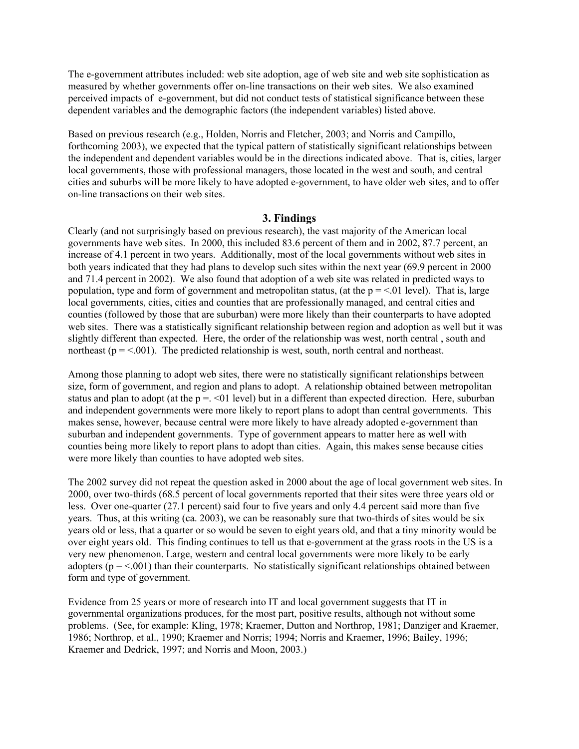The e-government attributes included: web site adoption, age of web site and web site sophistication as measured by whether governments offer on-line transactions on their web sites. We also examined perceived impacts of e-government, but did not conduct tests of statistical significance between these dependent variables and the demographic factors (the independent variables) listed above.

Based on previous research (e.g., Holden, Norris and Fletcher, 2003; and Norris and Campillo, forthcoming 2003), we expected that the typical pattern of statistically significant relationships between the independent and dependent variables would be in the directions indicated above. That is, cities, larger local governments, those with professional managers, those located in the west and south, and central cities and suburbs will be more likely to have adopted e-government, to have older web sites, and to offer on-line transactions on their web sites.

## 3. Findings

Clearly (and not surprisingly based on previous research), the vast majority of the American local governments have web sites. In 2000, this included 83.6 percent of them and in 2002, 87.7 percent, an increase of 4.1 percent in two years. Additionally, most of the local governments without web sites in both years indicated that they had plans to develop such sites within the next year (69.9 percent in 2000 and 71.4 percent in 2002). We also found that adoption of a web site was related in predicted ways to population, type and form of government and metropolitan status, (at the p = <.01 level). That is, large local governments, cities, cities and counties that are professionally managed, and central cities and counties (followed by those that are suburban) were more likely than their counterparts to have adopted web sites. There was a statistically significant relationship between region and adoption as well but it was slightly different than expected. Here, the order of the relationship was west, north central , south and northeast (p = <.001). The predicted relationship is west, south, north central and northeast.

Among those planning to adopt web sites, there were no statistically significant relationships between size, form of government, and region and plans to adopt. A relationship obtained between metropolitan status and plan to adopt (at the p =. <01 level) but in a different than expected direction. Here, suburban and independent governments were more likely to report plans to adopt than central governments. This makes sense, however, because central were more likely to have already adopted e-government than suburban and independent governments. Type of government appears to matter here as well with counties being more likely to report plans to adopt than cities. Again, this makes sense because cities were more likely than counties to have adopted web sites.

The 2002 survey did not repeat the question asked in 2000 about the age of local government web sites. In 2000, over two-thirds (68.5 percent of local governments reported that their sites were three years old or less. Over one-quarter (27.1 percent) said four to five years and only 4.4 percent said more than five years. Thus, at this writing (ca. 2003), we can be reasonably sure that two-thirds of sites would be six years old or less, that a quarter or so would be seven to eight years old, and that a tiny minority would be over eight years old. This finding continues to tell us that e-government at the grass roots in the US is a very new phenomenon. Large, western and central local governments were more likely to be early adopters (p = <.001) than their counterparts. No statistically significant relationships obtained between form and type of government.

Evidence from 25 years or more of research into IT and local government suggests that IT in governmental organizations produces, for the most part, positive results, although not without some problems. (See, for example: Kling, 1978; Kraemer, Dutton and Northrop, 1981; Danziger and Kraemer, 1986; Northrop, et al., 1990; Kraemer and Norris; 1994; Norris and Kraemer, 1996; Bailey, 1996; Kraemer and Dedrick, 1997; and Norris and Moon, 2003.)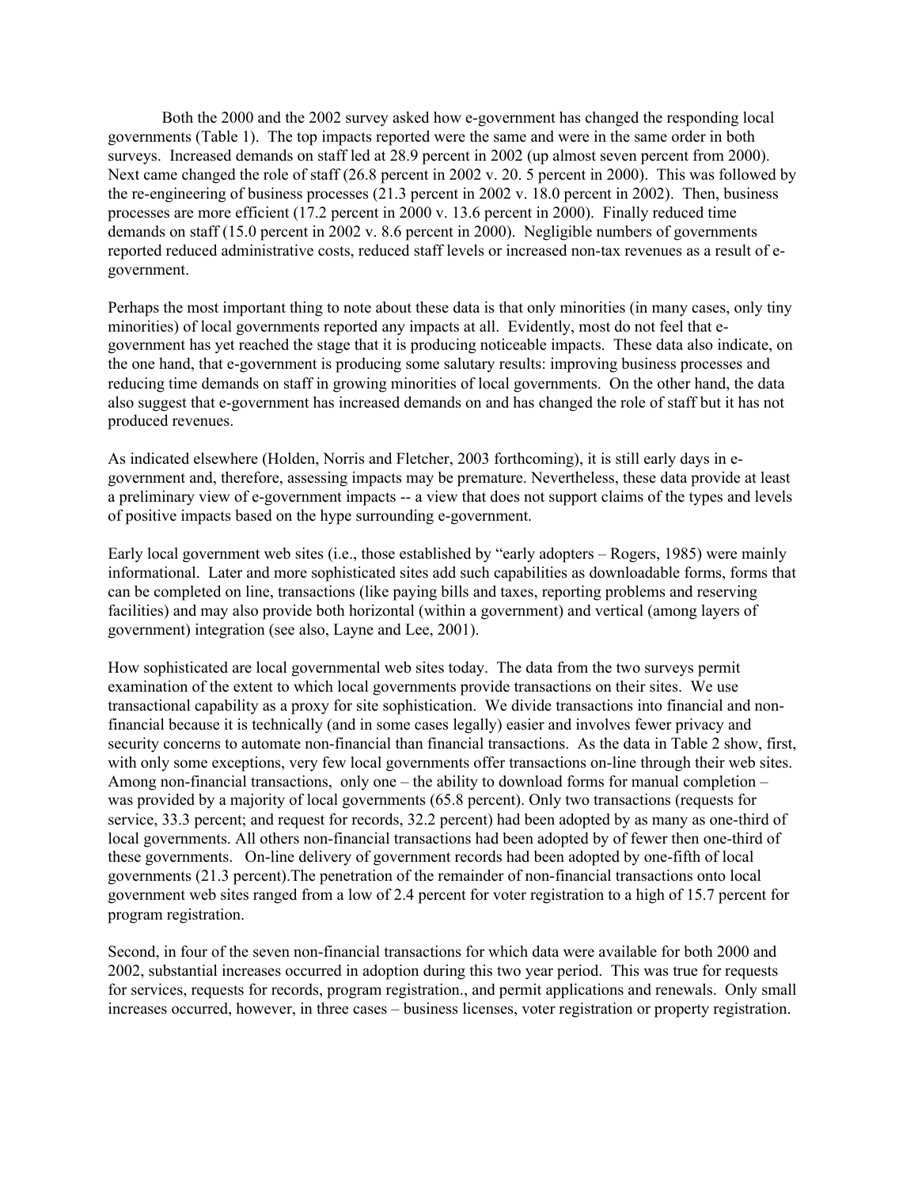Both the 2000 and the 2002 survey asked how e-government has changed the responding local governments (Table 1). The top impacts reported were the same and were in the same order in both surveys. Increased demands on staff led at 28.9 percent in 2002 (up almost seven percent from 2000). Next came changed the role of staff (26.8 percent in 2002 v. 20. 5 percent in 2000). This was followed by the re-engineering of business processes (21.3 percent in 2002 v. 18.0 percent in 2002). Then, business processes are more efficient (17.2 percent in 2000 v. 13.6 percent in 2000). Finally reduced time demands on staff (15.0 percent in 2002 v. 8.6 percent in 2000). Negligible numbers of governments reported reduced administrative costs, reduced staff levels or increased non-tax revenues as a result of e-government.

Perhaps the most important thing to note about these data is that only minorities (in many cases, only tiny minorities) of local governments reported any impacts at all. Evidently, most do not feel that e-government has yet reached the stage that it is producing noticeable impacts. These data also indicate, on the one hand, that e-government is producing some salutary results: improving business processes and reducing time demands on staff in growing minorities of local governments. On the other hand, the data also suggest that e-government has increased demands on and has changed the role of staff but it has not produced revenues.

As indicated elsewhere (Holden, Norris and Fletcher, 2003 forthcoming), it is still early days in e-government and, therefore, assessing impacts may be premature. Nevertheless, these data provide at least a preliminary view of e-government impacts -- a view that does not support claims of the types and levels of positive impacts based on the hype surrounding e-government.

Early local government web sites (i.e., those established by "early adopters – Rogers, 1985) were mainly informational. Later and more sophisticated sites add such capabilities as downloadable forms, forms that can be completed on line, transactions (like paying bills and taxes, reporting problems and reserving facilities) and may also provide both horizontal (within a government) and vertical (among layers of government) integration (see also, Layne and Lee, 2001).

How sophisticated are local governmental web sites today. The data from the two surveys permit examination of the extent to which local governments provide transactions on their sites. We use transactional capability as a proxy for site sophistication. We divide transactions into financial and non-financial because it is technically (and in some cases legally) easier and involves fewer privacy and security concerns to automate non-financial than financial transactions. As the data in Table 2 show, first, with only some exceptions, very few local governments offer transactions on-line through their web sites. Among non-financial transactions, only one – the ability to download forms for manual completion – was provided by a majority of local governments (65.8 percent). Only two transactions (requests for service, 33.3 percent; and request for records, 32.2 percent) had been adopted by as many as one-third of local governments. All others non-financial transactions had been adopted by of fewer then one-third of these governments. On-line delivery of government records had been adopted by one-fifth of local governments (21.3 percent).The penetration of the remainder of non-financial transactions onto local government web sites ranged from a low of 2.4 percent for voter registration to a high of 15.7 percent for program registration.

Second, in four of the seven non-financial transactions for which data were available for both 2000 and 2002, substantial increases occurred in adoption during this two year period. This was true for requests for services, requests for records, program registration., and permit applications and renewals. Only small increases occurred, however, in three cases – business licenses, voter registration or property registration.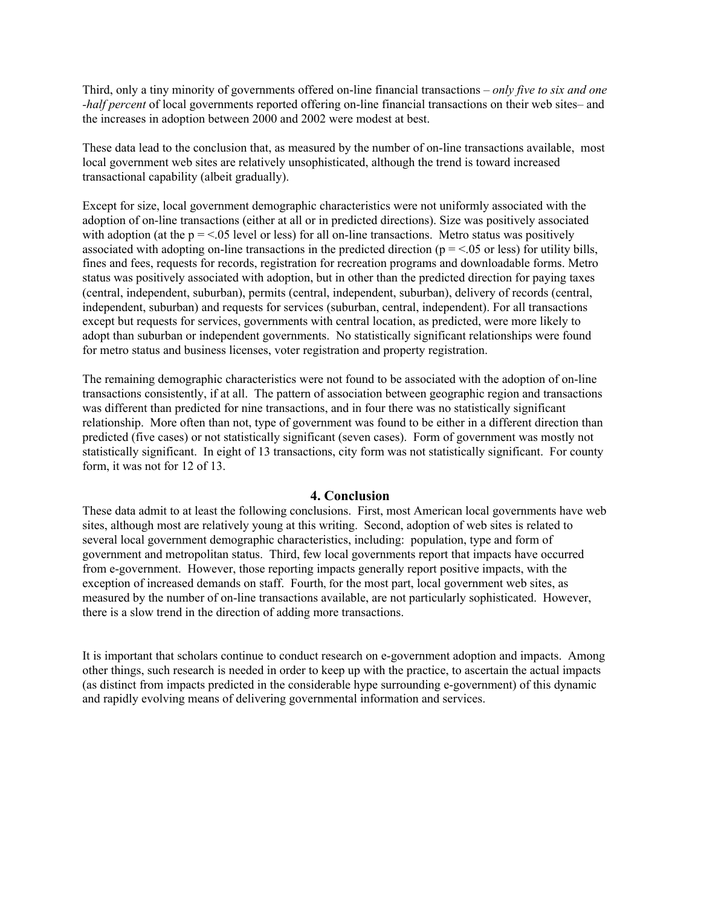Third, only a tiny minority of governments offered on-line financial transactions – *only five to six and one -half percent* of local governments reported offering on-line financial transactions on their web sites– and the increases in adoption between 2000 and 2002 were modest at best.

These data lead to the conclusion that, as measured by the number of on-line transactions available, most local government web sites are relatively unsophisticated, although the trend is toward increased transactional capability (albeit gradually).

Except for size, local government demographic characteristics were not uniformly associated with the adoption of on-line transactions (either at all or in predicted directions). Size was positively associated with adoption (at the $p = <.05$ level or less) for all on-line transactions. Metro status was positively associated with adopting on-line transactions in the predicted direction ($p = <.05$ or less) for utility bills, fines and fees, requests for records, registration for recreation programs and downloadable forms. Metro status was positively associated with adoption, but in other than the predicted direction for paying taxes (central, independent, suburban), permits (central, independent, suburban), delivery of records (central, independent, suburban) and requests for services (suburban, central, independent). For all transactions except but requests for services, governments with central location, as predicted, were more likely to adopt than suburban or independent governments. No statistically significant relationships were found for metro status and business licenses, voter registration and property registration.

The remaining demographic characteristics were not found to be associated with the adoption of on-line transactions consistently, if at all. The pattern of association between geographic region and transactions was different than predicted for nine transactions, and in four there was no statistically significant relationship. More often than not, type of government was found to be either in a different direction than predicted (five cases) or not statistically significant (seven cases). Form of government was mostly not statistically significant. In eight of 13 transactions, city form was not statistically significant. For county form, it was not for 12 of 13.

## 4. Conclusion

These data admit to at least the following conclusions. First, most American local governments have web sites, although most are relatively young at this writing. Second, adoption of web sites is related to several local government demographic characteristics, including: population, type and form of government and metropolitan status. Third, few local governments report that impacts have occurred from e-government. However, those reporting impacts generally report positive impacts, with the exception of increased demands on staff. Fourth, for the most part, local government web sites, as measured by the number of on-line transactions available, are not particularly sophisticated. However, there is a slow trend in the direction of adding more transactions.

It is important that scholars continue to conduct research on e-government adoption and impacts. Among other things, such research is needed in order to keep up with the practice, to ascertain the actual impacts (as distinct from impacts predicted in the considerable hype surrounding e-government) of this dynamic and rapidly evolving means of delivering governmental information and services.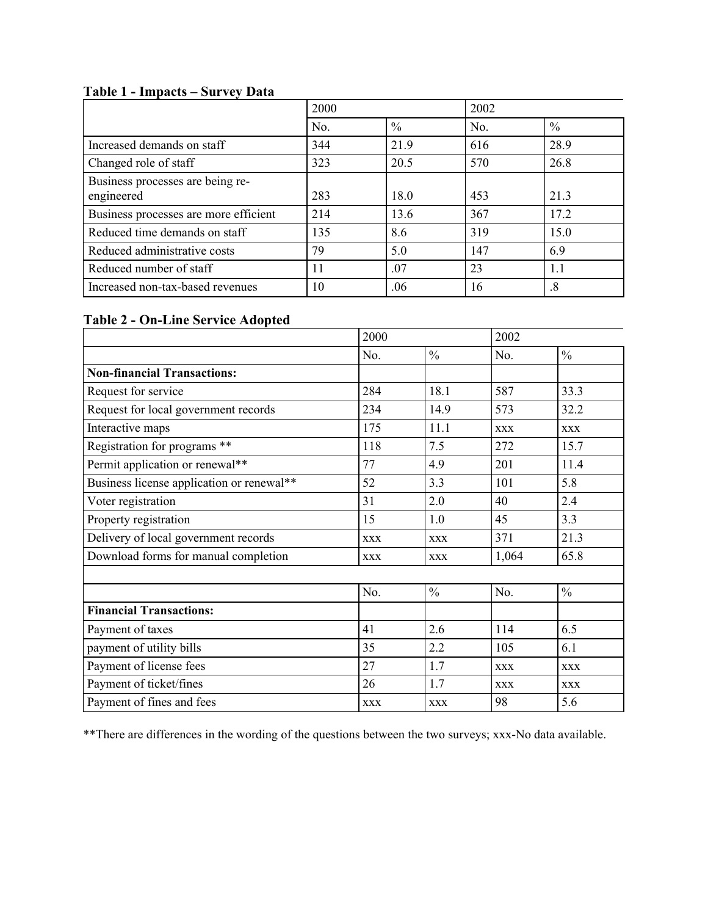**Table 1 - Impacts – Survey Data**

| | 2000 | | 2002 | |
|---|---|---|---|---|
| | No. | % | No. | % |
| Increased demands on staff | 344 | 21.9 | 616 | 28.9 |
| Changed role of staff | 323 | 20.5 | 570 | 26.8 |
| Business processes are being re-engineered | 283 | 18.0 | 453 | 21.3 |
| Business processes are more efficient | 214 | 13.6 | 367 | 17.2 |
| Reduced time demands on staff | 135 | 8.6 | 319 | 15.0 |
| Reduced administrative costs | 79 | 5.0 | 147 | 6.9 |
| Reduced number of staff | 11 | .07 | 23 | 1.1 |
| Increased non-tax-based revenues | 10 | .06 | 16 | .8 |

**Table 2 - On-Line Service Adopted**

| | 2000 | | 2002 | |
|---|---|---|---|---|
| | No. | % | No. | % |
| **Non-financial Transactions:** | | | | |
| Request for service | 284 | 18.1 | 587 | 33.3 |
| Request for local government records | 234 | 14.9 | 573 | 32.2 |
| Interactive maps | 175 | 11.1 | xxx | xxx |
| Registration for programs ** | 118 | 7.5 | 272 | 15.7 |
| Permit application or renewal** | 77 | 4.9 | 201 | 11.4 |
| Business license application or renewal** | 52 | 3.3 | 101 | 5.8 |
| Voter registration | 31 | 2.0 | 40 | 2.4 |
| Property registration | 15 | 1.0 | 45 | 3.3 |
| Delivery of local government records | xxx | xxx | 371 | 21.3 |
| Download forms for manual completion | xxx | xxx | 1,064 | 65.8 |
| | | | | |
| | No. | % | No. | % |
| **Financial Transactions:** | | | | |
| Payment of taxes | 41 | 2.6 | 114 | 6.5 |
| payment of utility bills | 35 | 2.2 | 105 | 6.1 |
| Payment of license fees | 27 | 1.7 | xxx | xxx |
| Payment of ticket/fines | 26 | 1.7 | xxx | xxx |
| Payment of fines and fees | xxx | xxx | 98 | 5.6 |

**There are differences in the wording of the questions between the two surveys; xxx-No data available.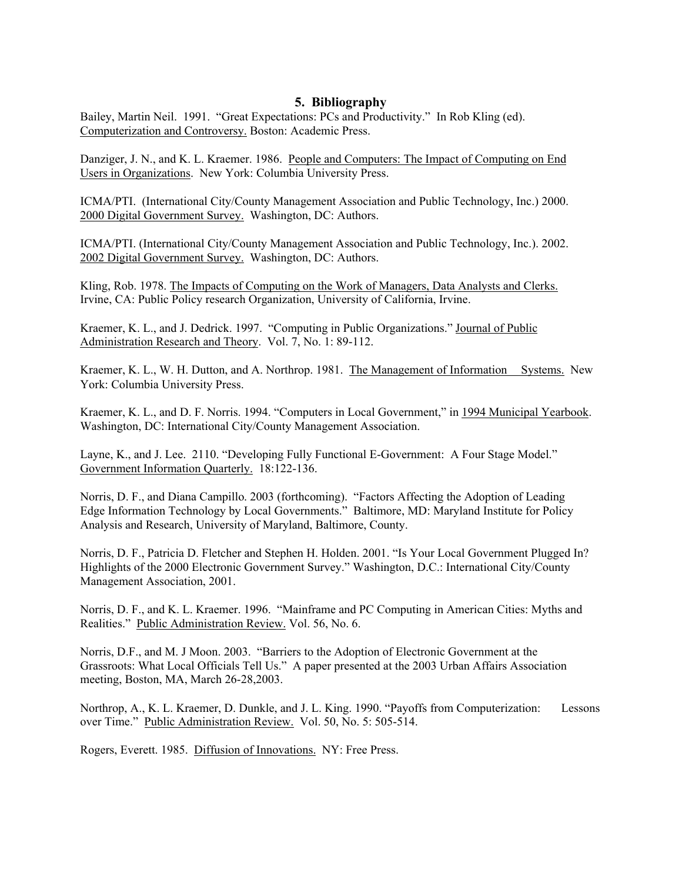## 5. Bibliography

Bailey, Martin Neil. 1991. "Great Expectations: PCs and Productivity." In Rob Kling (ed). Computerization and Controversy. Boston: Academic Press.

Danziger, J. N., and K. L. Kraemer. 1986. People and Computers: The Impact of Computing on End Users in Organizations. New York: Columbia University Press.

ICMA/PTI. (International City/County Management Association and Public Technology, Inc.) 2000. 2000 Digital Government Survey. Washington, DC: Authors.

ICMA/PTI. (International City/County Management Association and Public Technology, Inc.). 2002. 2002 Digital Government Survey. Washington, DC: Authors.

Kling, Rob. 1978. The Impacts of Computing on the Work of Managers, Data Analysts and Clerks. Irvine, CA: Public Policy research Organization, University of California, Irvine.

Kraemer, K. L., and J. Dedrick. 1997. "Computing in Public Organizations." Journal of Public Administration Research and Theory. Vol. 7, No. 1: 89-112.

Kraemer, K. L., W. H. Dutton, and A. Northrop. 1981. The Management of Information Systems. New York: Columbia University Press.

Kraemer, K. L., and D. F. Norris. 1994. "Computers in Local Government," in 1994 Municipal Yearbook. Washington, DC: International City/County Management Association.

Layne, K., and J. Lee. 2110. "Developing Fully Functional E-Government: A Four Stage Model." Government Information Quarterly. 18:122-136.

Norris, D. F., and Diana Campillo. 2003 (forthcoming). "Factors Affecting the Adoption of Leading Edge Information Technology by Local Governments." Baltimore, MD: Maryland Institute for Policy Analysis and Research, University of Maryland, Baltimore, County.

Norris, D. F., Patricia D. Fletcher and Stephen H. Holden. 2001. "Is Your Local Government Plugged In? Highlights of the 2000 Electronic Government Survey." Washington, D.C.: International City/County Management Association, 2001.

Norris, D. F., and K. L. Kraemer. 1996. "Mainframe and PC Computing in American Cities: Myths and Realities." Public Administration Review. Vol. 56, No. 6.

Norris, D.F., and M. J Moon. 2003. "Barriers to the Adoption of Electronic Government at the Grassroots: What Local Officials Tell Us." A paper presented at the 2003 Urban Affairs Association meeting, Boston, MA, March 26-28,2003.

Northrop, A., K. L. Kraemer, D. Dunkle, and J. L. King. 1990. "Payoffs from Computerization: Lessons over Time." Public Administration Review. Vol. 50, No. 5: 505-514.

Rogers, Everett. 1985. Diffusion of Innovations. NY: Free Press.